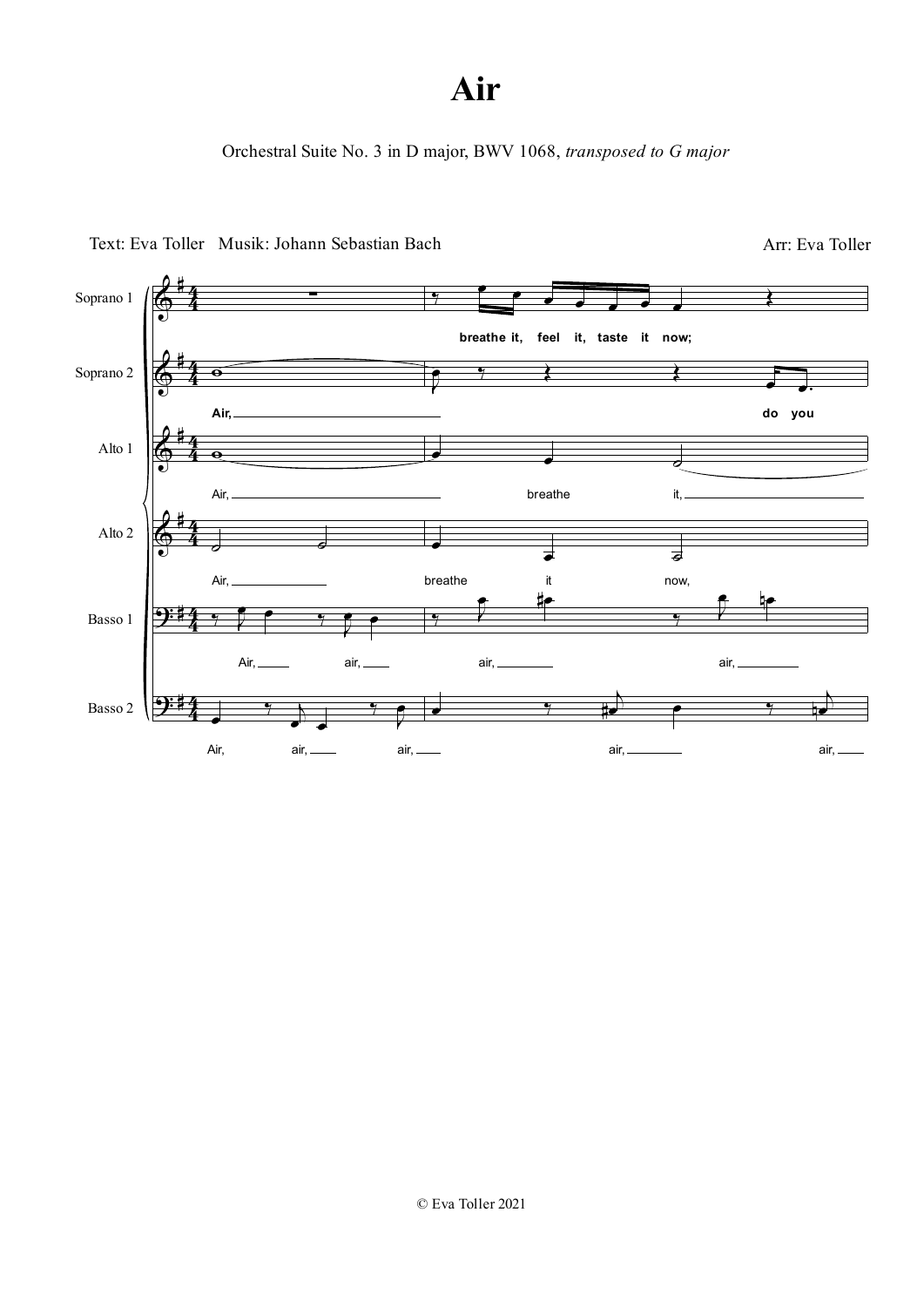# Air

Orchestral Suite No. 3 in D major, BWV 1068, *transposed to G major*

Text: Eva Toller   Musik: Johann Sebastian Bach

Arr: Eva Toller

© Eva Toller 2021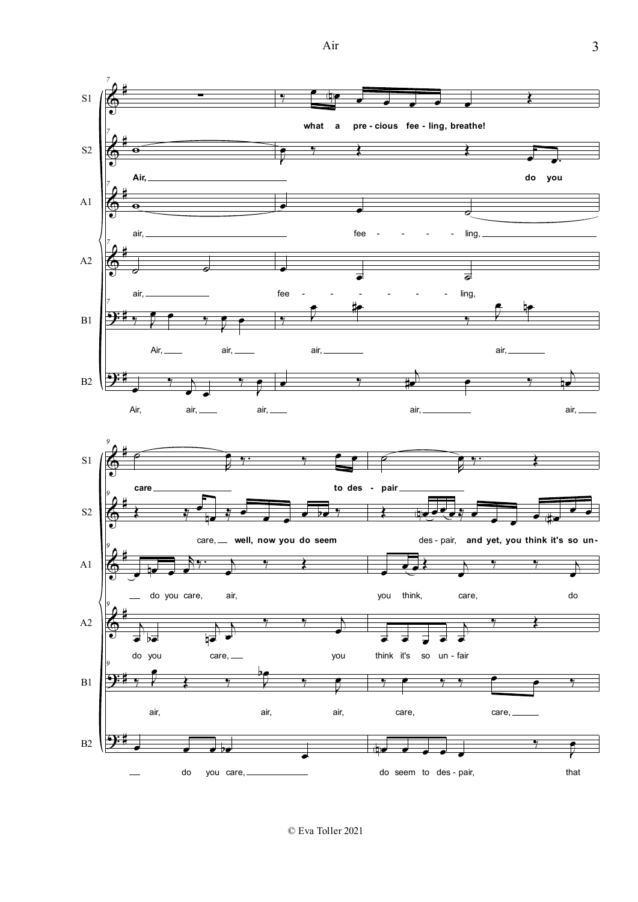**S1:** what a pre - cious fee - ling, breathe!

**S2:** Air, do you

**A1:** air, fee - - - - ling,

**A2:** air, fee - - - - - - - ling,

**B1:** Air, air, air, air,

**B2:** Air, air, air, air, air,

**S1:** care to des - pair

**S2:** care, well, now you do seem des - pair, and yet, you think it's so un-

**A1:** do you care, air, you think, care, do

**A2:** do you care, you think it's so un - fair

**B1:** air, air, air, care, care,

**B2:** do you care, do seem to des - pair, that

© Eva Toller 2021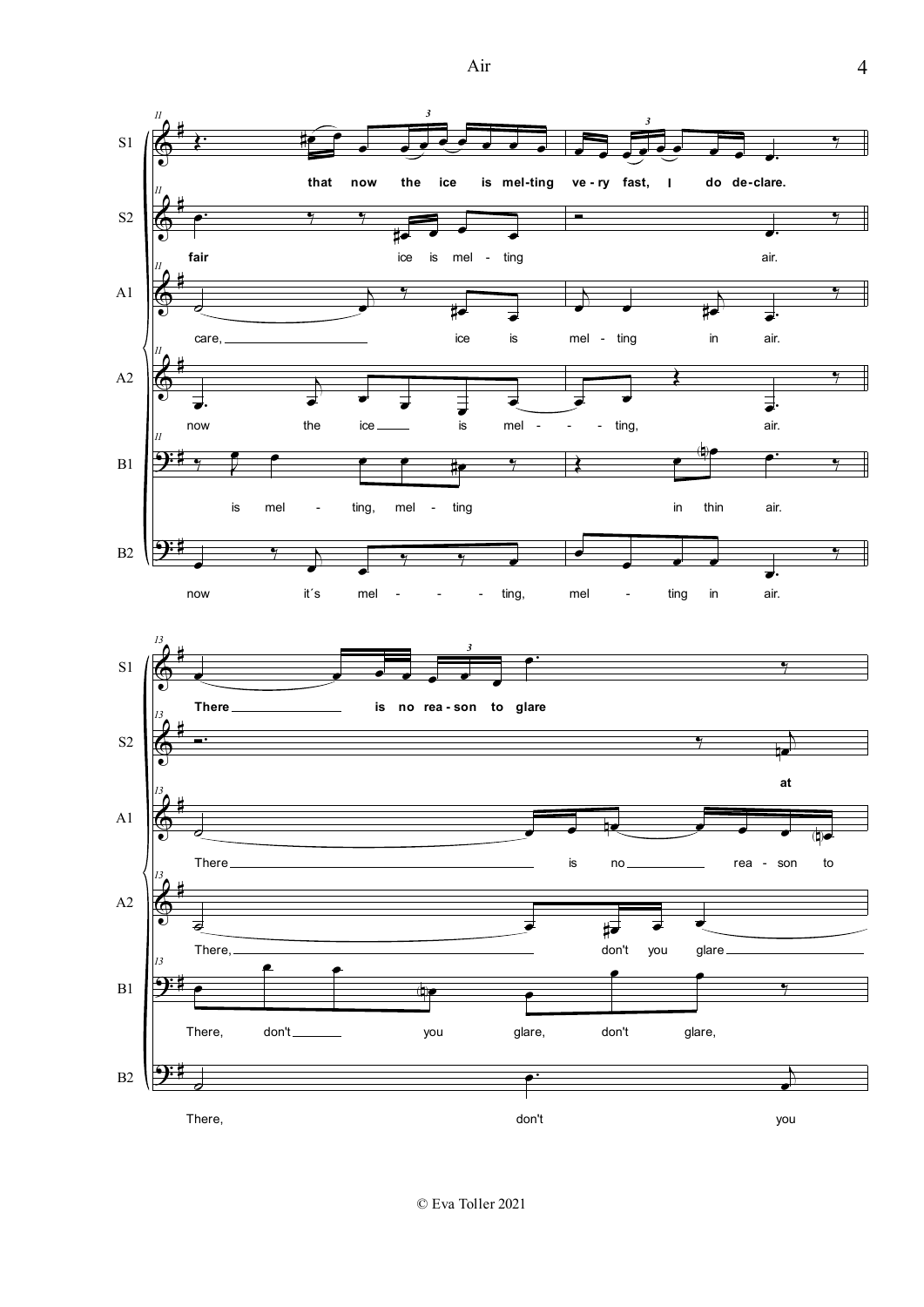**S1:** that now the ice is mel-ting ve - ry fast, I do de-clare. There is no rea - son to glare

**S2:** fair ice is mel - ting air. at

**A1:** care, ice is mel - ting in air. There is no rea - son to

**A2:** now the ice is mel - - - ting, air. There, don't you glare

**B1:** is mel - ting, mel - ting in thin air. There, don't you glare, don't glare,

**B2:** now it´s mel - - - - ting, mel - ting in air. There, don't you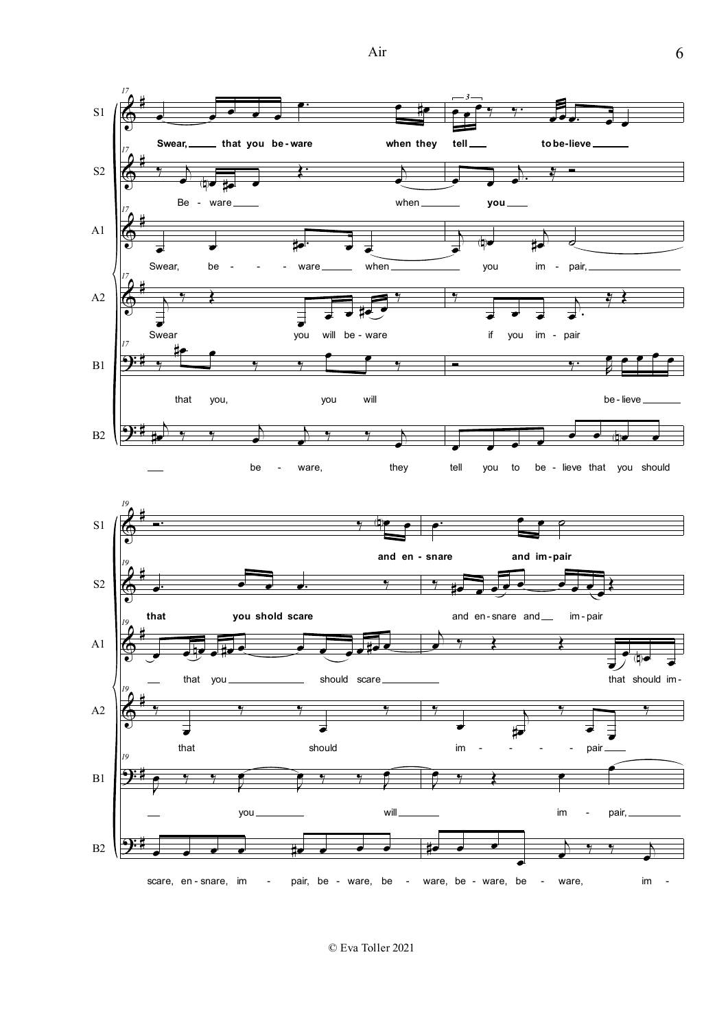**17**

S1: Swear, that you be-ware when they tell to be-lieve

S2: Be - ware when you

A1: Swear, be - - - ware when you im - pair,

A2: Swear you will be - ware if you im - pair

B1: that you, you will be - lieve

B2: be - ware, they tell you to be - lieve that you should

**19**

S1: and en - snare and im - pair

S2: that you shold scare and en - snare and im - pair

A1: that you should scare that should im -

A2: that should im - - - - pair

B1: you will im - pair,

B2: scare, en - snare, im - pair, be - ware, be - ware, be - ware, be - ware, im -

© Eva Toller 2021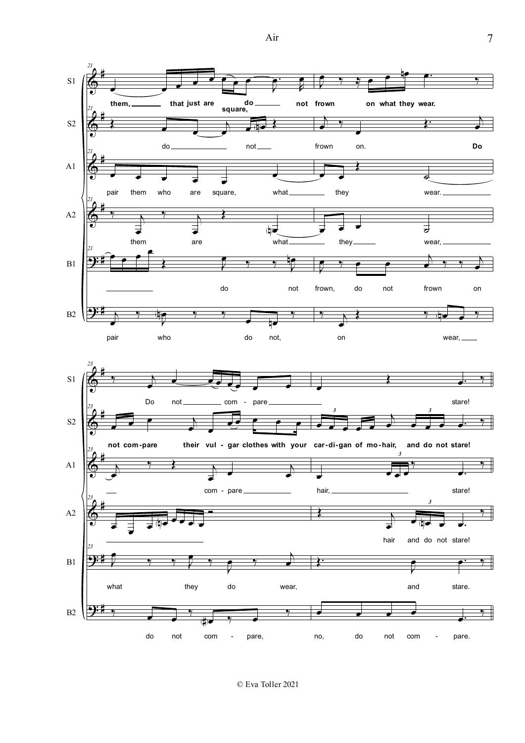**Measures 21–22**

S1: them, that just are do square, not frown on what they wear.

S2: do not frown on. Do

A1: pair them who are square, what they wear.

A2: them are what they wear,

B1: do not frown, do not frown on

B2: pair who do not, on wear,

**Measures 23–24**

S1: Do not com - pare stare!

S2: not com-pare their vul - gar clothes with your car-di-gan of mo-hair, and do not stare!

A1: com - pare hair, stare!

A2: hair and do not stare!

B1: what they do wear, and stare.

B2: do not com - pare, no, do not com - pare.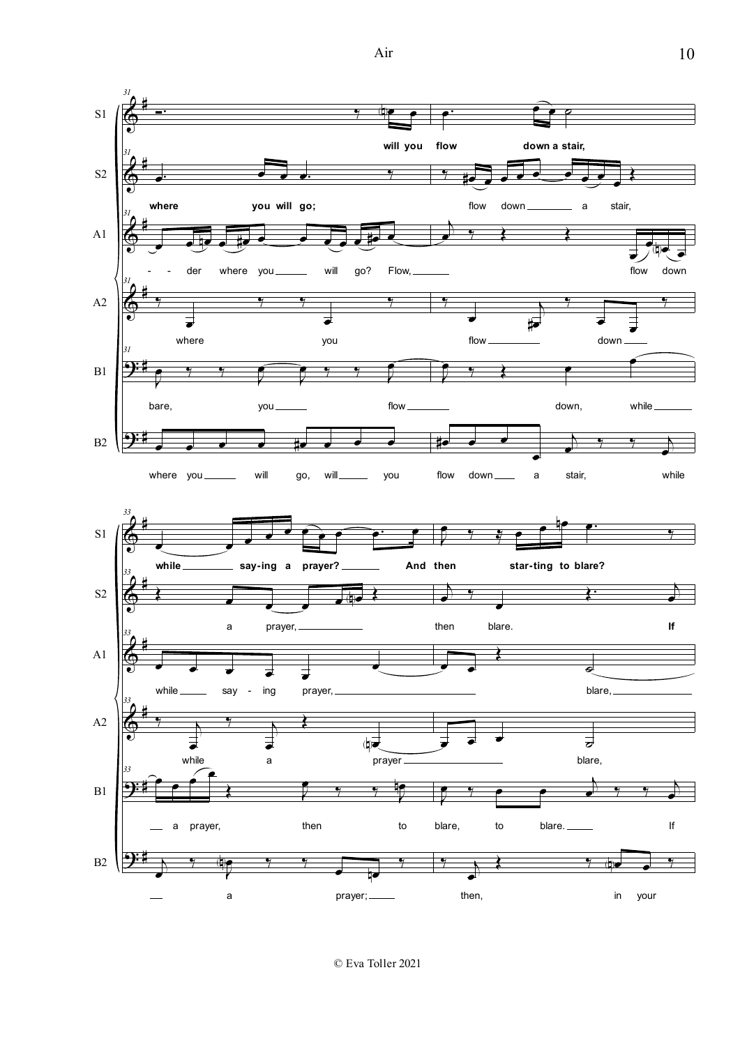**31**

S1: will you flow down a stair,

S2: where you will go; flow down a stair,

A1: - - der where you will go? Flow, flow down

A2: where you flow down

B1: bare, you flow down, while

B2: where you will go, will you flow down a stair, while

**33**

S1: while say-ing a prayer? And then star-ting to blare?

S2: a prayer, then blare. If

A1: while say - ing prayer, blare,

A2: while a prayer blare,

B1: a prayer, then to blare, to blare. If

B2: a prayer; then, in your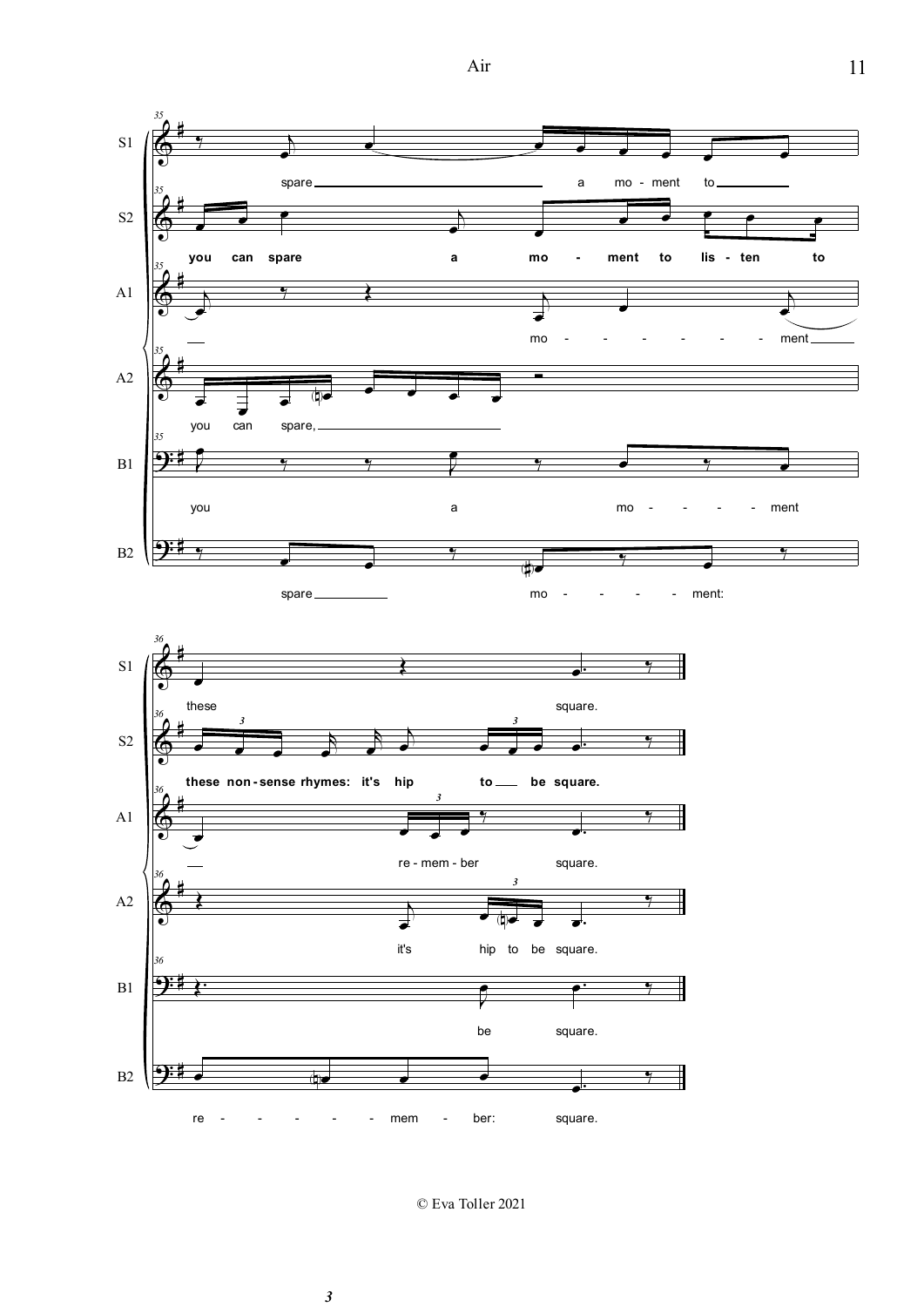**35**

S1: spare ___ a mo - ment to ___

S2: **you can spare a mo - ment to lis - ten to**

A1: ___ mo - - - - - - ment ___

A2: you can spare, ___

B1: you a mo - - - - ment

B2: spare ___ mo - - - - ment:

**36**

S1: these square.

S2: **these non - sense rhymes: it's hip to ___ be square.**

A1: ___ re - mem - ber square.

A2: it's hip to be square.

B1: be square.

B2: re - - - - - mem - ber: square.

© Eva Toller 2021